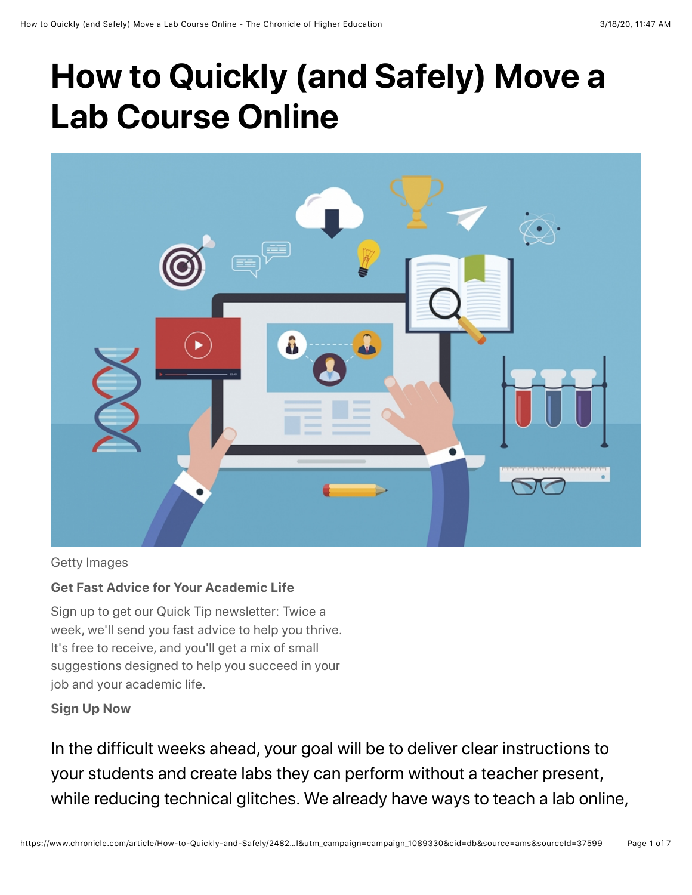# How to Quickly (and Safely) Move a Lab Course Online

Getty Images

**Get Fast Advice for Your Academic Life**

Sign up to get our Quick Tip newsletter: Twice a week, we'll send you fast advice to help you thrive. It's free to receive, and you'll get a mix of small suggestions designed to help you succeed in your job and your academic life.

**Sign Up Now**

In the difficult weeks ahead, your goal will be to deliver clear instructions to your students and create labs they can perform without a teacher present, while reducing technical glitches. We already have ways to teach a lab online,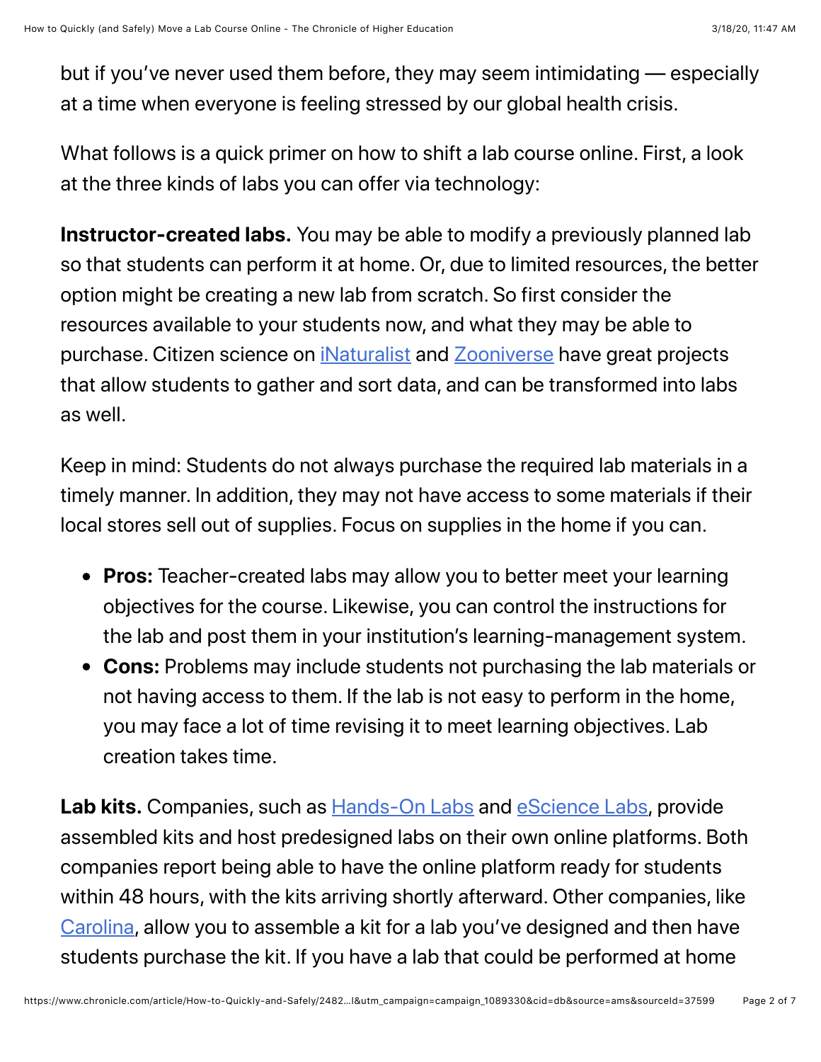but if you've never used them before, they may seem intimidating — especially at a time when everyone is feeling stressed by our global health crisis.

What follows is a quick primer on how to shift a lab course online. First, a look at the three kinds of labs you can offer via technology:

**Instructor-created labs.** You may be able to modify a previously planned lab so that students can perform it at home. Or, due to limited resources, the better option might be creating a new lab from scratch. So first consider the resources available to your students now, and what they may be able to purchase. Citizen science on iNaturalist and Zooniverse have great projects that allow students to gather and sort data, and can be transformed into labs as well.

Keep in mind: Students do not always purchase the required lab materials in a timely manner. In addition, they may not have access to some materials if their local stores sell out of supplies. Focus on supplies in the home if you can.

- **Pros:** Teacher-created labs may allow you to better meet your learning objectives for the course. Likewise, you can control the instructions for the lab and post them in your institution's learning-management system.
- **Cons:** Problems may include students not purchasing the lab materials or not having access to them. If the lab is not easy to perform in the home, you may face a lot of time revising it to meet learning objectives. Lab creation takes time.

**Lab kits.** Companies, such as Hands-On Labs and eScience Labs, provide assembled kits and host predesigned labs on their own online platforms. Both companies report being able to have the online platform ready for students within 48 hours, with the kits arriving shortly afterward. Other companies, like Carolina, allow you to assemble a kit for a lab you've designed and then have students purchase the kit. If you have a lab that could be performed at home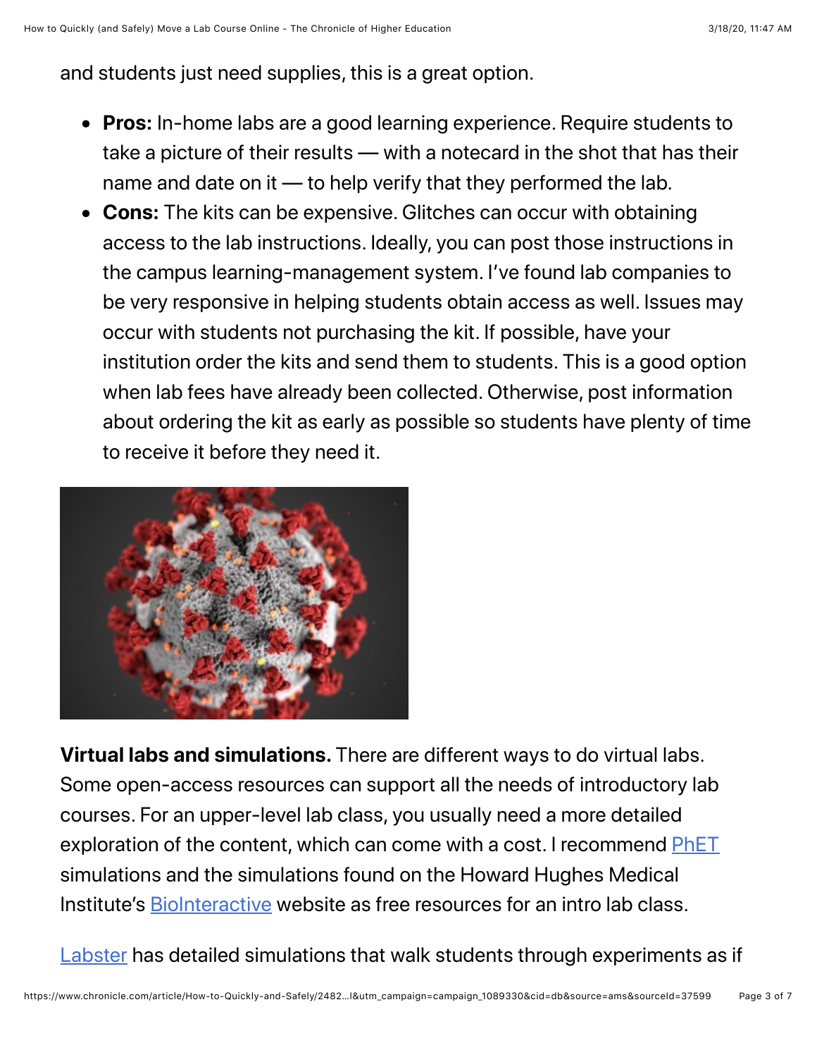and students just need supplies, this is a great option.

- **Pros:** In-home labs are a good learning experience. Require students to take a picture of their results — with a notecard in the shot that has their name and date on it — to help verify that they performed the lab.
- **Cons:** The kits can be expensive. Glitches can occur with obtaining access to the lab instructions. Ideally, you can post those instructions in the campus learning-management system. I've found lab companies to be very responsive in helping students obtain access as well. Issues may occur with students not purchasing the kit. If possible, have your institution order the kits and send them to students. This is a good option when lab fees have already been collected. Otherwise, post information about ordering the kit as early as possible so students have plenty of time to receive it before they need it.

**Virtual labs and simulations.** There are different ways to do virtual labs. Some open-access resources can support all the needs of introductory lab courses. For an upper-level lab class, you usually need a more detailed exploration of the content, which can come with a cost. I recommend PhET simulations and the simulations found on the Howard Hughes Medical Institute's BioInteractive website as free resources for an intro lab class.

Labster has detailed simulations that walk students through experiments as if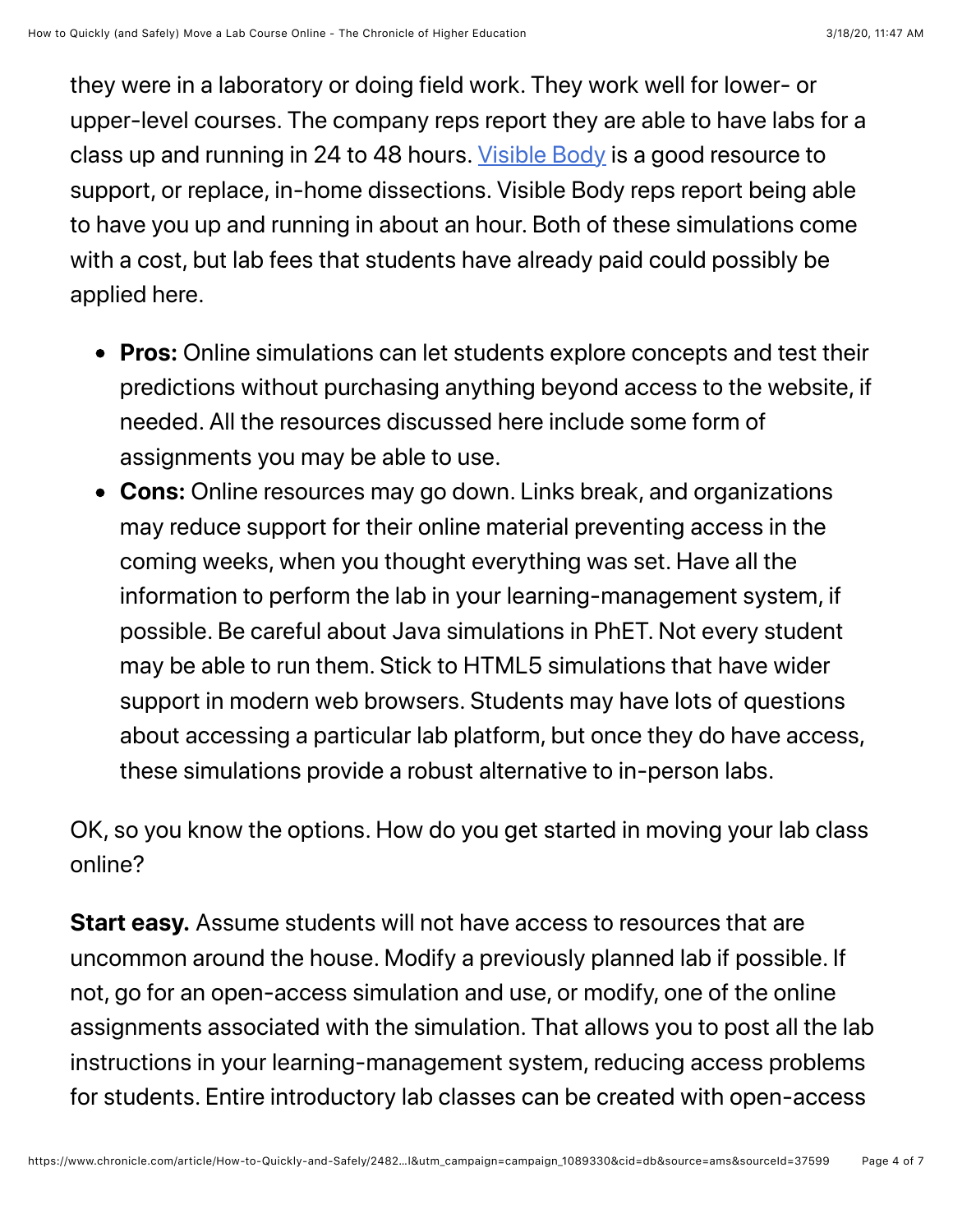they were in a laboratory or doing field work. They work well for lower- or upper-level courses. The company reps report they are able to have labs for a class up and running in 24 to 48 hours. Visible Body is a good resource to support, or replace, in-home dissections. Visible Body reps report being able to have you up and running in about an hour. Both of these simulations come with a cost, but lab fees that students have already paid could possibly be applied here.

- **Pros:** Online simulations can let students explore concepts and test their predictions without purchasing anything beyond access to the website, if needed. All the resources discussed here include some form of assignments you may be able to use.
- **Cons:** Online resources may go down. Links break, and organizations may reduce support for their online material preventing access in the coming weeks, when you thought everything was set. Have all the information to perform the lab in your learning-management system, if possible. Be careful about Java simulations in PhET. Not every student may be able to run them. Stick to HTML5 simulations that have wider support in modern web browsers. Students may have lots of questions about accessing a particular lab platform, but once they do have access, these simulations provide a robust alternative to in-person labs.

OK, so you know the options. How do you get started in moving your lab class online?

**Start easy.** Assume students will not have access to resources that are uncommon around the house. Modify a previously planned lab if possible. If not, go for an open-access simulation and use, or modify, one of the online assignments associated with the simulation. That allows you to post all the lab instructions in your learning-management system, reducing access problems for students. Entire introductory lab classes can be created with open-access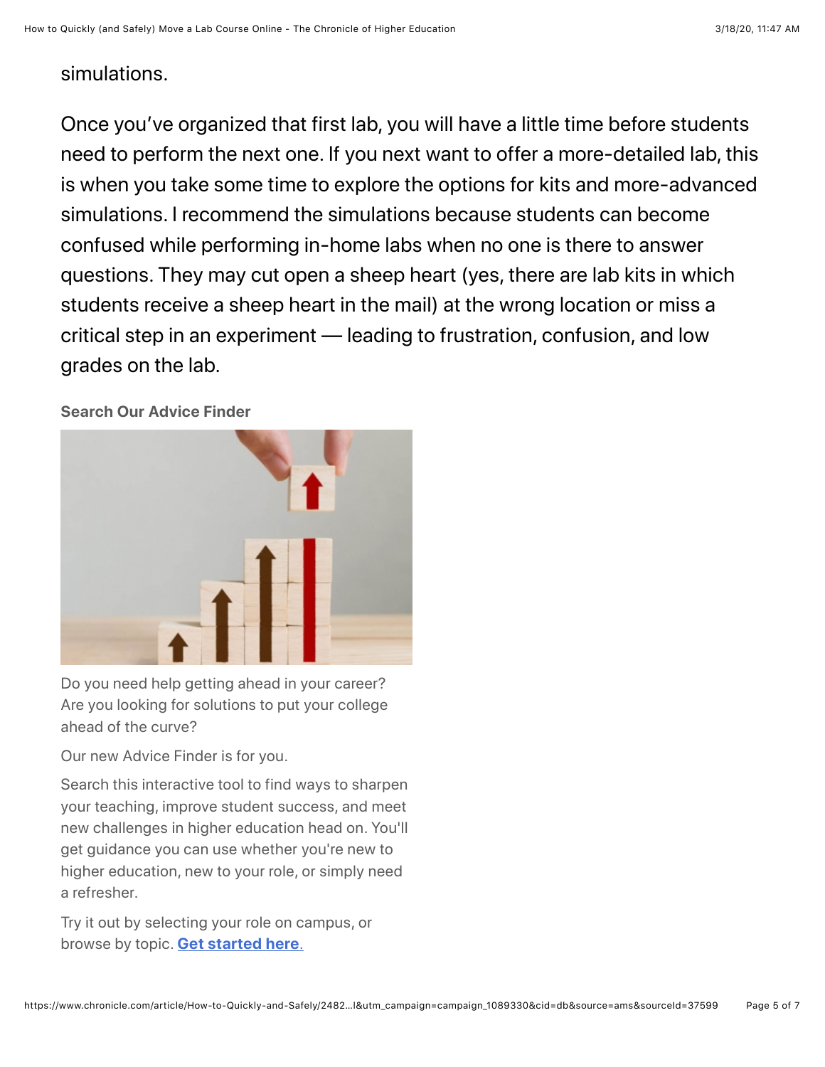simulations.

Once you've organized that first lab, you will have a little time before students need to perform the next one. If you next want to offer a more-detailed lab, this is when you take some time to explore the options for kits and more-advanced simulations. I recommend the simulations because students can become confused while performing in-home labs when no one is there to answer questions. They may cut open a sheep heart (yes, there are lab kits in which students receive a sheep heart in the mail) at the wrong location or miss a critical step in an experiment — leading to frustration, confusion, and low grades on the lab.

**Search Our Advice Finder**

Do you need help getting ahead in your career? Are you looking for solutions to put your college ahead of the curve?

Our new Advice Finder is for you.

Search this interactive tool to find ways to sharpen your teaching, improve student success, and meet new challenges in higher education head on. You'll get guidance you can use whether you're new to higher education, new to your role, or simply need a refresher.

Try it out by selecting your role on campus, or browse by topic. **Get started here.**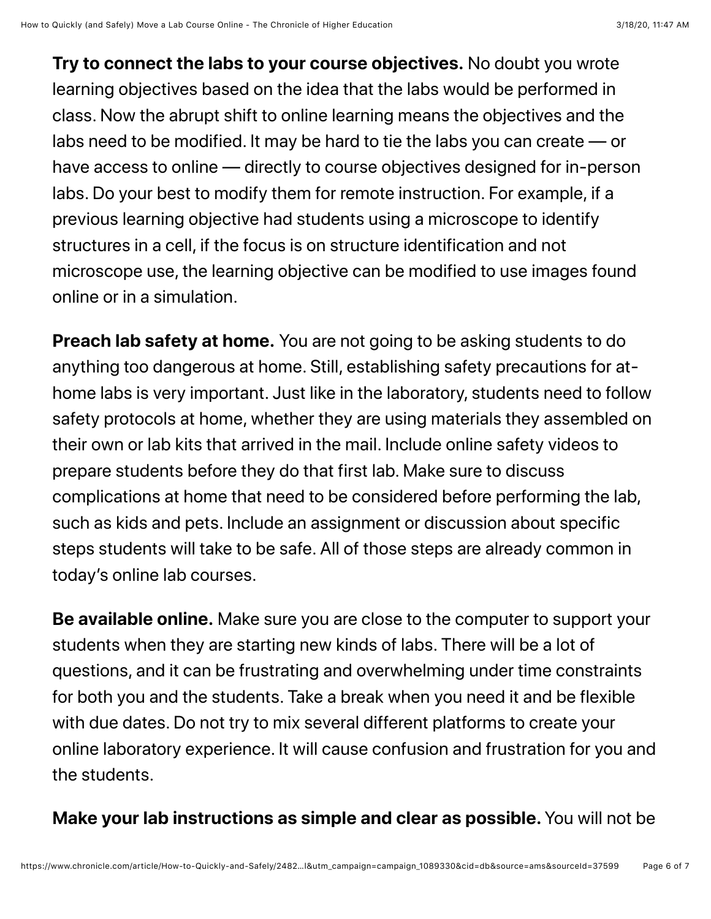**Try to connect the labs to your course objectives.** No doubt you wrote learning objectives based on the idea that the labs would be performed in class. Now the abrupt shift to online learning means the objectives and the labs need to be modified. It may be hard to tie the labs you can create — or have access to online — directly to course objectives designed for in-person labs. Do your best to modify them for remote instruction. For example, if a previous learning objective had students using a microscope to identify structures in a cell, if the focus is on structure identification and not microscope use, the learning objective can be modified to use images found online or in a simulation.

**Preach lab safety at home.** You are not going to be asking students to do anything too dangerous at home. Still, establishing safety precautions for at-home labs is very important. Just like in the laboratory, students need to follow safety protocols at home, whether they are using materials they assembled on their own or lab kits that arrived in the mail. Include online safety videos to prepare students before they do that first lab. Make sure to discuss complications at home that need to be considered before performing the lab, such as kids and pets. Include an assignment or discussion about specific steps students will take to be safe. All of those steps are already common in today's online lab courses.

**Be available online.** Make sure you are close to the computer to support your students when they are starting new kinds of labs. There will be a lot of questions, and it can be frustrating and overwhelming under time constraints for both you and the students. Take a break when you need it and be flexible with due dates. Do not try to mix several different platforms to create your online laboratory experience. It will cause confusion and frustration for you and the students.

**Make your lab instructions as simple and clear as possible.** You will not be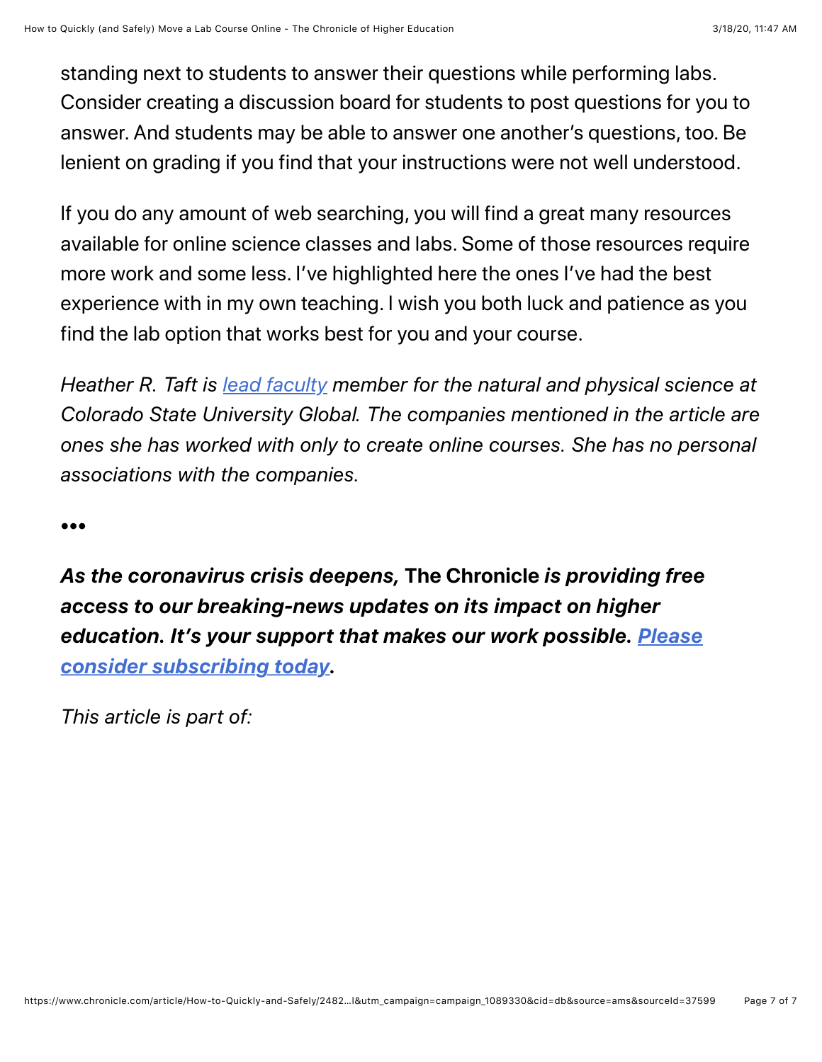standing next to students to answer their questions while performing labs. Consider creating a discussion board for students to post questions for you to answer. And students may be able to answer one another's questions, too. Be lenient on grading if you find that your instructions were not well understood.

If you do any amount of web searching, you will find a great many resources available for online science classes and labs. Some of those resources require more work and some less. I've highlighted here the ones I've had the best experience with in my own teaching. I wish you both luck and patience as you find the lab option that works best for you and your course.

*Heather R. Taft is [lead faculty] member for the natural and physical science at Colorado State University Global. The companies mentioned in the article are ones she has worked with only to create online courses. She has no personal associations with the companies.*

•••

***As the coronavirus crisis deepens,* The Chronicle *is providing free access to our breaking-news updates on its impact on higher education. It's your support that makes our work possible. [Please consider subscribing today].***

*This article is part of:*